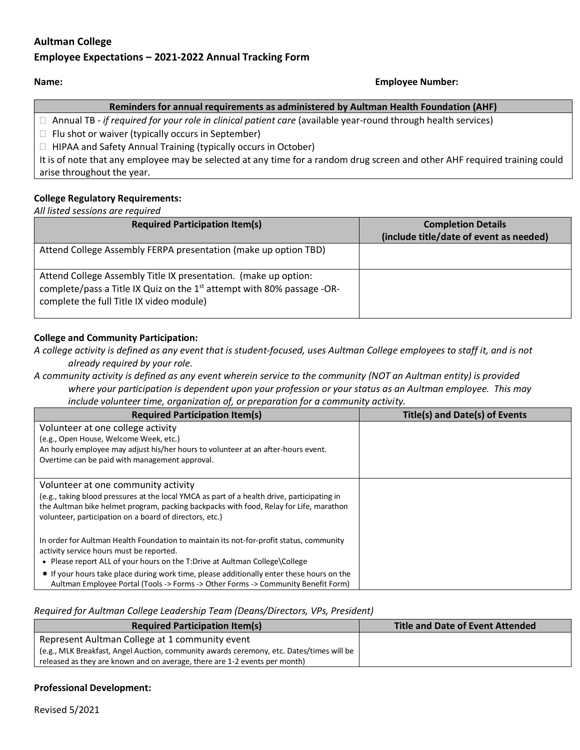**Aultman College**
**Employee Expectations – 2021-2022 Annual Tracking Form**

**Name:** **Employee Number:**

| Reminders for annual requirements as administered by Aultman Health Foundation (AHF) |
|---|
| ☐ Annual TB - *if required for your role in clinical patient care* (available year-round through health services)<br>☐ Flu shot or waiver (typically occurs in September)<br>☐ HIPAA and Safety Annual Training (typically occurs in October)<br>It is of note that any employee may be selected at any time for a random drug screen and other AHF required training could arise throughout the year. |

**College Regulatory Requirements:**

*All listed sessions are required*

| Required Participation Item(s) | Completion Details (include title/date of event as needed) |
|---|---|
| Attend College Assembly FERPA presentation (make up option TBD) | |
| Attend College Assembly Title IX presentation. (make up option: complete/pass a Title IX Quiz on the 1st attempt with 80% passage -OR- complete the full Title IX video module) | |

**College and Community Participation:**

*A college activity is defined as any event that is student-focused, uses Aultman College employees to staff it, and is not already required by your role.*

*A community activity is defined as any event wherein service to the community (NOT an Aultman entity) is provided where your participation is dependent upon your profession or your status as an Aultman employee. This may include volunteer time, organization of, or preparation for a community activity.*

| Required Participation Item(s) | Title(s) and Date(s) of Events |
|---|---|
| Volunteer at one college activity<br>(e.g., Open House, Welcome Week, etc.)<br>An hourly employee may adjust his/her hours to volunteer at an after-hours event. Overtime can be paid with management approval. | |
| Volunteer at one community activity<br>(e.g., taking blood pressures at the local YMCA as part of a health drive, participating in the Aultman bike helmet program, packing backpacks with food, Relay for Life, marathon volunteer, participation on a board of directors, etc.)<br><br>In order for Aultman Health Foundation to maintain its not-for-profit status, community activity service hours must be reported.<br>• Please report ALL of your hours on the T:Drive at Aultman College\College<br>• If your hours take place during work time, please additionally enter these hours on the Aultman Employee Portal (Tools -> Forms -> Other Forms -> Community Benefit Form) | |

*Required for Aultman College Leadership Team (Deans/Directors, VPs, President)*

| Required Participation Item(s) | Title and Date of Event Attended |
|---|---|
| Represent Aultman College at 1 community event<br>(e.g., MLK Breakfast, Angel Auction, community awards ceremony, etc. Dates/times will be released as they are known and on average, there are 1-2 events per month) | |

**Professional Development:**

Revised 5/2021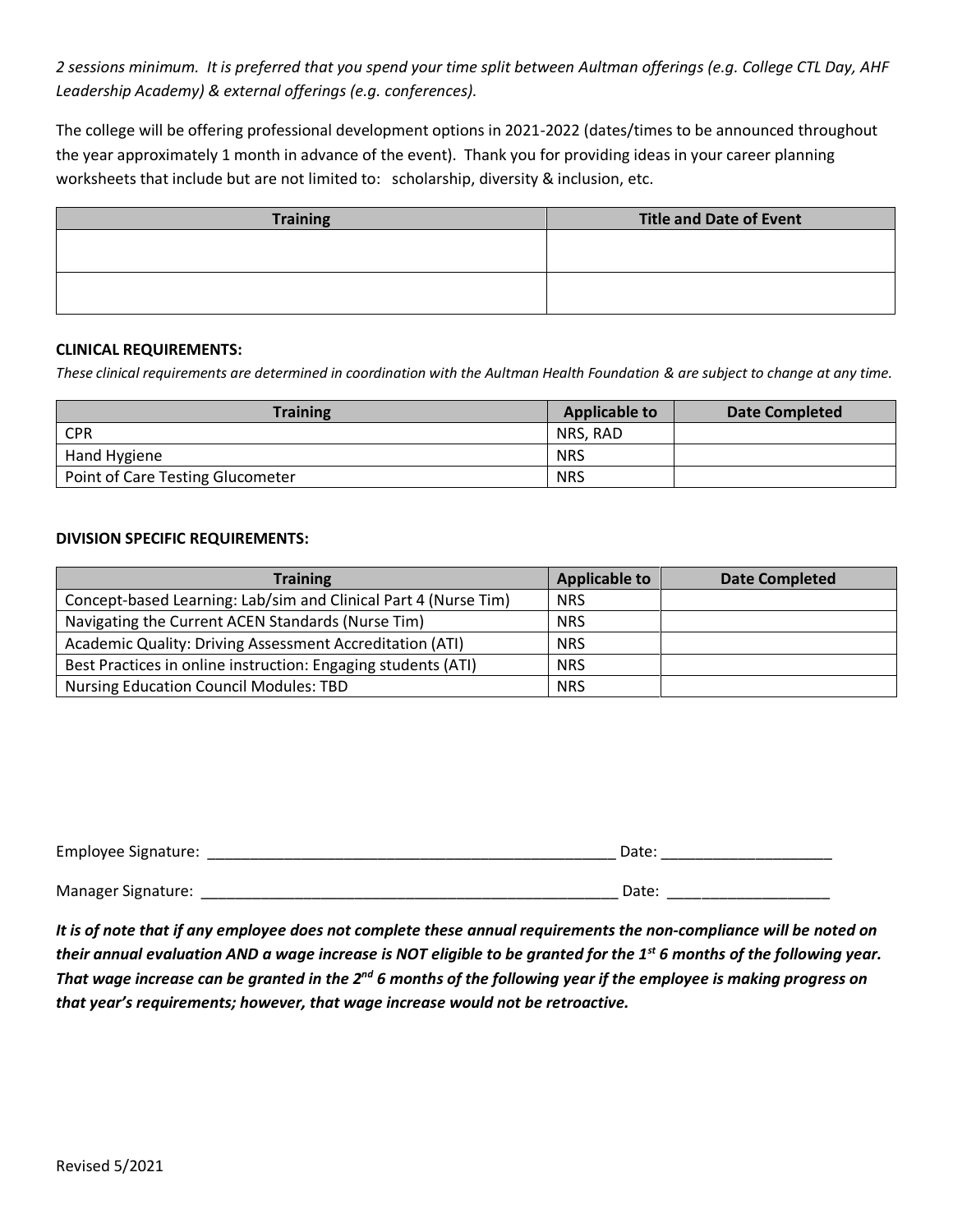*2 sessions minimum. It is preferred that you spend your time split between Aultman offerings (e.g. College CTL Day, AHF Leadership Academy) & external offerings (e.g. conferences).*

The college will be offering professional development options in 2021-2022 (dates/times to be announced throughout the year approximately 1 month in advance of the event). Thank you for providing ideas in your career planning worksheets that include but are not limited to: scholarship, diversity & inclusion, etc.

| Training | Title and Date of Event |
|---|---|
| | |
| | |

**CLINICAL REQUIREMENTS:**

*These clinical requirements are determined in coordination with the Aultman Health Foundation & are subject to change at any time.*

| Training | Applicable to | Date Completed |
|---|---|---|
| CPR | NRS, RAD | |
| Hand Hygiene | NRS | |
| Point of Care Testing Glucometer | NRS | |

**DIVISION SPECIFIC REQUIREMENTS:**

| Training | Applicable to | Date Completed |
|---|---|---|
| Concept-based Learning: Lab/sim and Clinical Part 4 (Nurse Tim) | NRS | |
| Navigating the Current ACEN Standards (Nurse Tim) | NRS | |
| Academic Quality: Driving Assessment Accreditation (ATI) | NRS | |
| Best Practices in online instruction: Engaging students (ATI) | NRS | |
| Nursing Education Council Modules: TBD | NRS | |

Employee Signature: _________________________________________________ Date: ____________________

Manager Signature: ___________________________________________________ Date: ___________________

***It is of note that if any employee does not complete these annual requirements the non-compliance will be noted on their annual evaluation AND a wage increase is NOT eligible to be granted for the 1st 6 months of the following year. That wage increase can be granted in the 2nd 6 months of the following year if the employee is making progress on that year's requirements; however, that wage increase would not be retroactive.***

Revised 5/2021